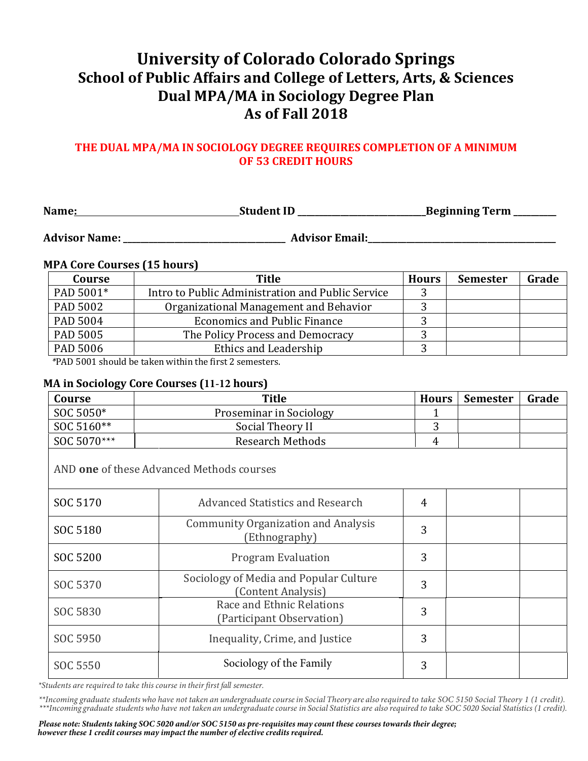# University of Colorado Colorado Springs
## School of Public Affairs and College of Letters, Arts, & Sciences
## Dual MPA/MA in Sociology Degree Plan
## As of Fall 2018

**THE DUAL MPA/MA IN SOCIOLOGY DEGREE REQUIRES COMPLETION OF A MINIMUM OF 53 CREDIT HOURS**

**Name:**\_\_\_\_\_\_\_\_\_\_\_\_\_\_\_\_\_\_\_\_ **Student ID** \_\_\_\_\_\_\_\_\_\_\_\_\_\_\_\_\_\_\_\_ **Beginning Term** \_\_\_\_\_\_\_\_

**Advisor Name:** \_\_\_\_\_\_\_\_\_\_\_\_\_\_\_\_\_\_\_\_ **Advisor Email:**\_\_\_\_\_\_\_\_\_\_\_\_\_\_\_\_\_\_\_\_

### MPA Core Courses (15 hours)

| Course | Title | Hours | Semester | Grade |
|---|---|---|---|---|
| PAD 5001* | Intro to Public Administration and Public Service | 3 | | |
| PAD 5002 | Organizational Management and Behavior | 3 | | |
| PAD 5004 | Economics and Public Finance | 3 | | |
| PAD 5005 | The Policy Process and Democracy | 3 | | |
| PAD 5006 | Ethics and Leadership | 3 | | |

*PAD 5001 should be taken within the first 2 semesters.

### MA in Sociology Core Courses (11-12 hours)

| Course | Title | Hours | Semester | Grade |
|---|---|---|---|---|
| SOC 5050* | Proseminar in Sociology | 1 | | |
| SOC 5160** | Social Theory II | 3 | | |
| SOC 5070*** | Research Methods | 4 | | |
| AND **one** of these Advanced Methods courses | | | | |
| SOC 5170 | Advanced Statistics and Research | 4 | | |
| SOC 5180 | Community Organization and Analysis (Ethnography) | 3 | | |
| SOC 5200 | Program Evaluation | 3 | | |
| SOC 5370 | Sociology of Media and Popular Culture (Content Analysis) | 3 | | |
| SOC 5830 | Race and Ethnic Relations (Participant Observation) | 3 | | |
| SOC 5950 | Inequality, Crime, and Justice | 3 | | |
| SOC 5550 | Sociology of the Family | 3 | | |

*\*Students are required to take this course in their first fall semester.*

*\*\*Incoming graduate students who have not taken an undergraduate course in Social Theory are also required to take SOC 5150 Social Theory 1 (1 credit).*
*\*\*\*Incoming graduate students who have not taken an undergraduate course in Social Statistics are also required to take SOC 5020 Social Statistics (1 credit).*

***Please note: Students taking SOC 5020 and/or SOC 5150 as pre-requisites may count these courses towards their degree; however these 1 credit courses may impact the number of elective credits required.***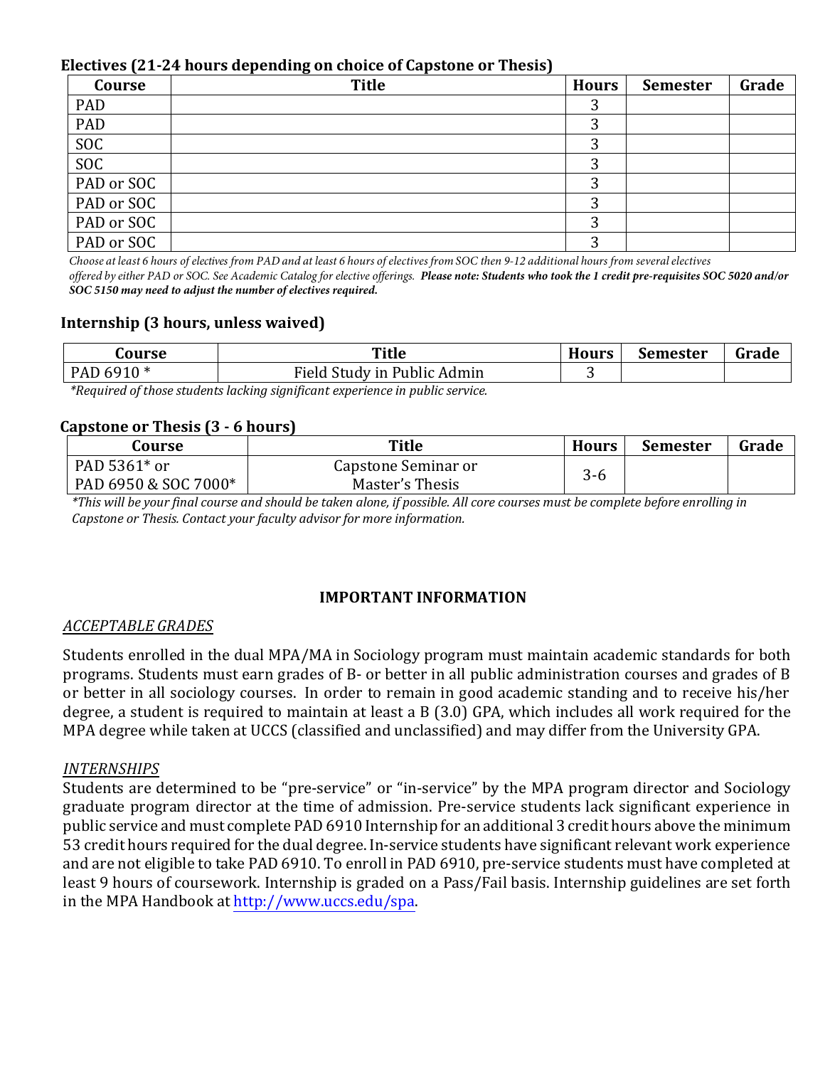### Electives (21-24 hours depending on choice of Capstone or Thesis)

| Course | Title | Hours | Semester | Grade |
|---|---|---|---|---|
| PAD | | 3 | | |
| PAD | | 3 | | |
| SOC | | 3 | | |
| SOC | | 3 | | |
| PAD or SOC | | 3 | | |
| PAD or SOC | | 3 | | |
| PAD or SOC | | 3 | | |
| PAD or SOC | | 3 | | |

*Choose at least 6 hours of electives from PAD and at least 6 hours of electives from SOC then 9-12 additional hours from several electives offered by either PAD or SOC. See Academic Catalog for elective offerings.* ***Please note: Students who took the 1 credit pre-requisites SOC 5020 and/or SOC 5150 may need to adjust the number of electives required.***

### Internship (3 hours, unless waived)

| Course | Title | Hours | Semester | Grade |
|---|---|---|---|---|
| PAD 6910 * | Field Study in Public Admin | 3 | | |

*\*Required of those students lacking significant experience in public service.*

### Capstone or Thesis (3 - 6 hours)

| Course | Title | Hours | Semester | Grade |
|---|---|---|---|---|
| PAD 5361* or PAD 6950 & SOC 7000* | Capstone Seminar or Master's Thesis | 3-6 | | |

*\*This will be your final course and should be taken alone, if possible. All core courses must be complete before enrolling in Capstone or Thesis. Contact your faculty advisor for more information.*

## IMPORTANT INFORMATION

*ACCEPTABLE GRADES*

Students enrolled in the dual MPA/MA in Sociology program must maintain academic standards for both programs. Students must earn grades of B- or better in all public administration courses and grades of B or better in all sociology courses. In order to remain in good academic standing and to receive his/her degree, a student is required to maintain at least a B (3.0) GPA, which includes all work required for the MPA degree while taken at UCCS (classified and unclassified) and may differ from the University GPA.

*INTERNSHIPS*

Students are determined to be "pre-service" or "in-service" by the MPA program director and Sociology graduate program director at the time of admission. Pre-service students lack significant experience in public service and must complete PAD 6910 Internship for an additional 3 credit hours above the minimum 53 credit hours required for the dual degree. In-service students have significant relevant work experience and are not eligible to take PAD 6910. To enroll in PAD 6910, pre-service students must have completed at least 9 hours of coursework. Internship is graded on a Pass/Fail basis. Internship guidelines are set forth in the MPA Handbook at http://www.uccs.edu/spa.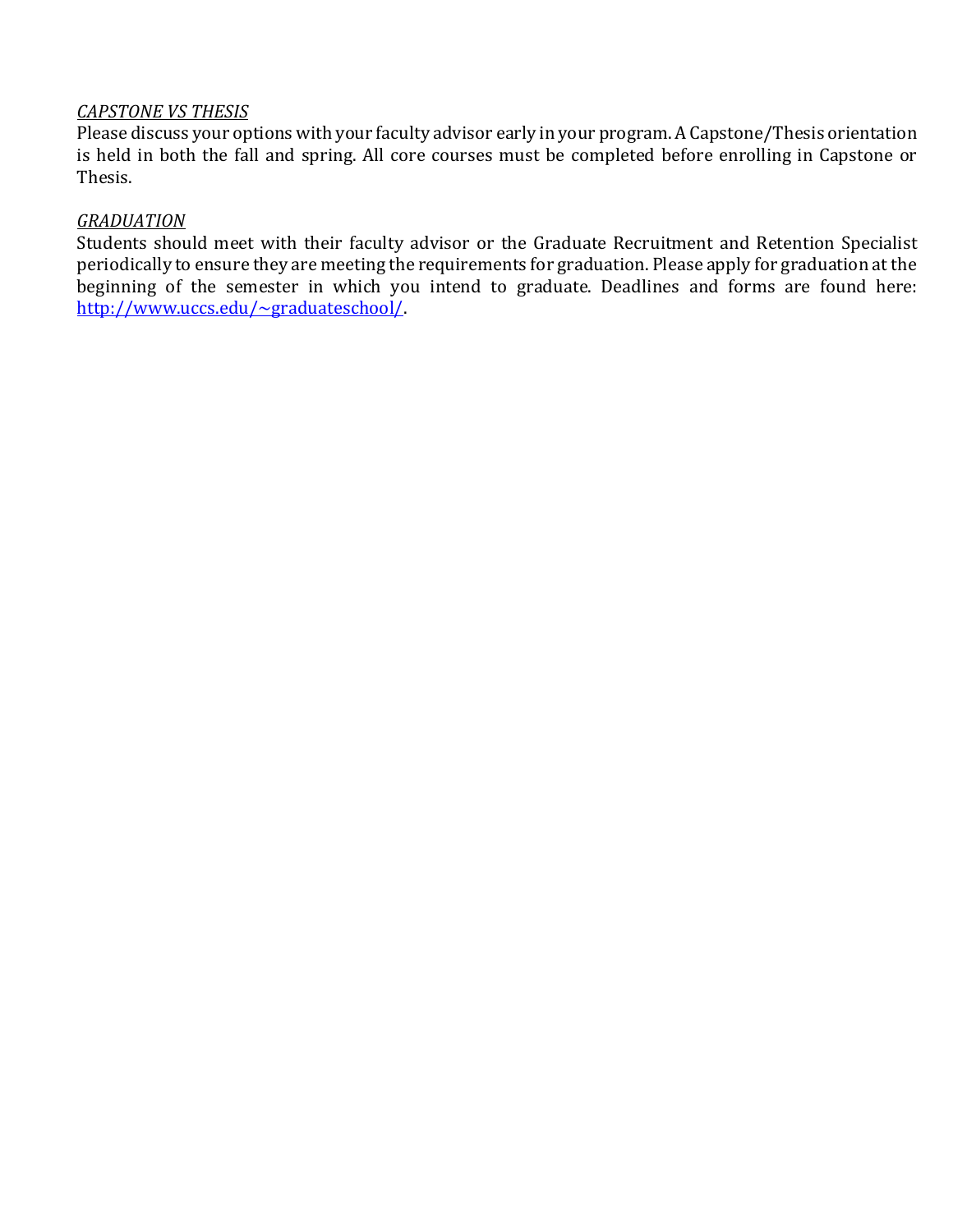*CAPSTONE VS THESIS*

Please discuss your options with your faculty advisor early in your program. A Capstone/Thesis orientation is held in both the fall and spring. All core courses must be completed before enrolling in Capstone or Thesis.

*GRADUATION*

Students should meet with their faculty advisor or the Graduate Recruitment and Retention Specialist periodically to ensure they are meeting the requirements for graduation. Please apply for graduation at the beginning of the semester in which you intend to graduate. Deadlines and forms are found here: [http://www.uccs.edu/~graduateschool/](http://www.uccs.edu/~graduateschool/).